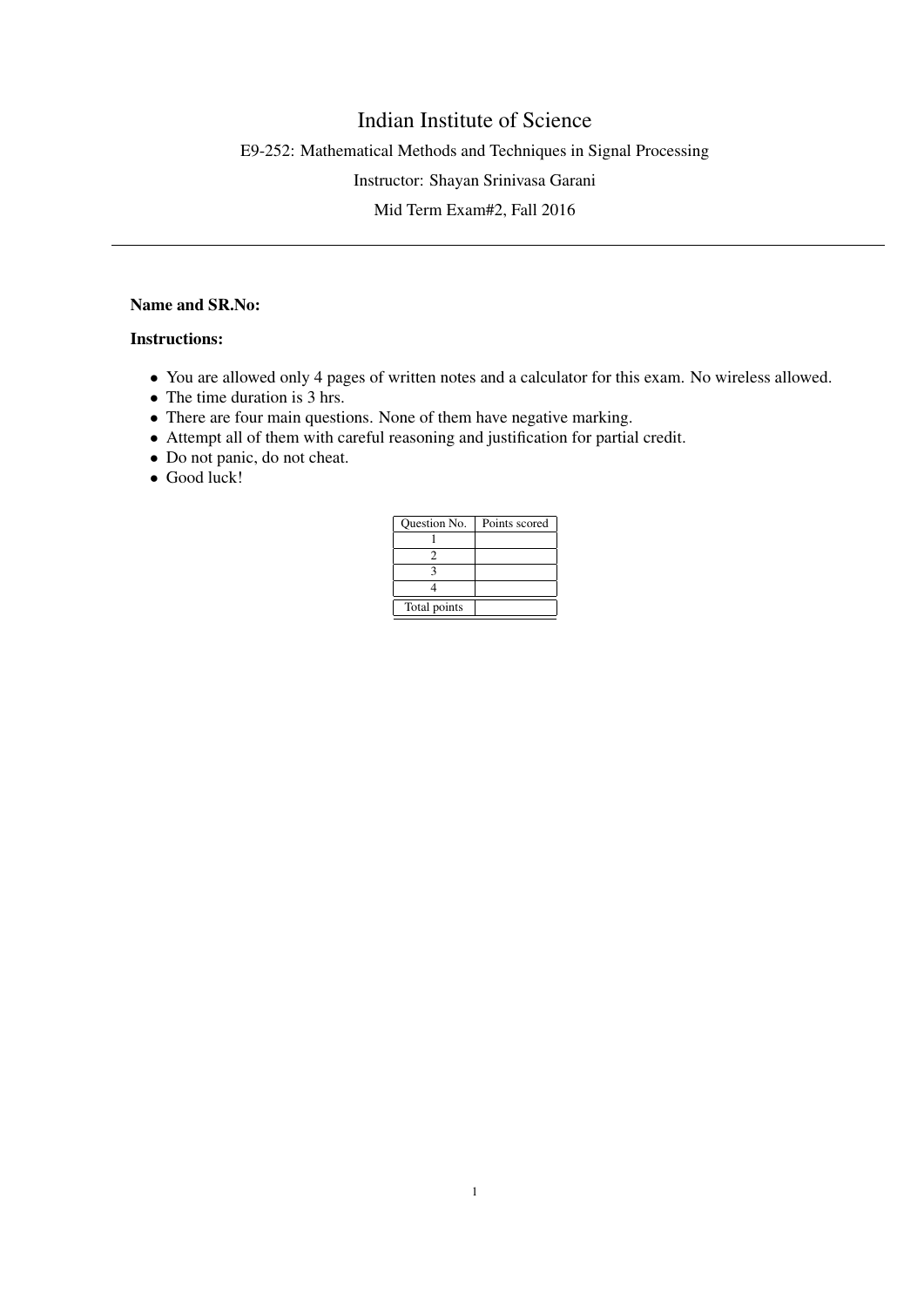# Indian Institute of Science

E9-252: Mathematical Methods and Techniques in Signal Processing

Instructor: Shayan Srinivasa Garani

Mid Term Exam#2, Fall 2016

---

**Name and SR.No:**

**Instructions:**

- You are allowed only 4 pages of written notes and a calculator for this exam. No wireless allowed.
- The time duration is 3 hrs.
- There are four main questions. None of them have negative marking.
- Attempt all of them with careful reasoning and justification for partial credit.
- Do not panic, do not cheat.
- Good luck!

| Question No. | Points scored |
|---|---|
| 1 | |
| 2 | |
| 3 | |
| 4 | |
| Total points | |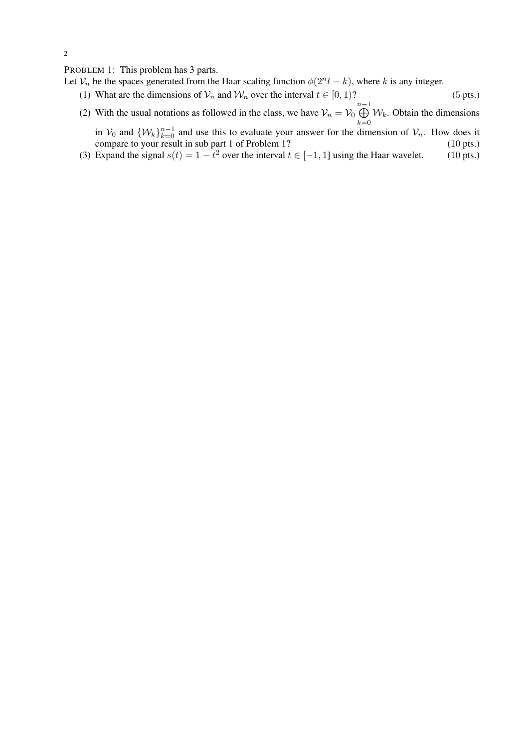PROBLEM 1: This problem has 3 parts.

Let $\mathcal{V}_n$ be the spaces generated from the Haar scaling function $\phi(2^n t - k)$, where $k$ is any integer.

1. What are the dimensions of $\mathcal{V}_n$ and $\mathcal{W}_n$ over the interval $t \in [0, 1)$? (5 pts.)
2. With the usual notations as followed in the class, we have $\mathcal{V}_n = \mathcal{V}_0 \bigoplus_{k=0}^{n-1} \mathcal{W}_k$. Obtain the dimensions in $\mathcal{V}_0$ and $\{\mathcal{W}_k\}_{k=0}^{n-1}$ and use this to evaluate your answer for the dimension of $\mathcal{V}_n$. How does it compare to your result in sub part 1 of Problem 1? (10 pts.)
3. Expand the signal $s(t) = 1 - t^2$ over the interval $t \in [-1, 1]$ using the Haar wavelet. (10 pts.)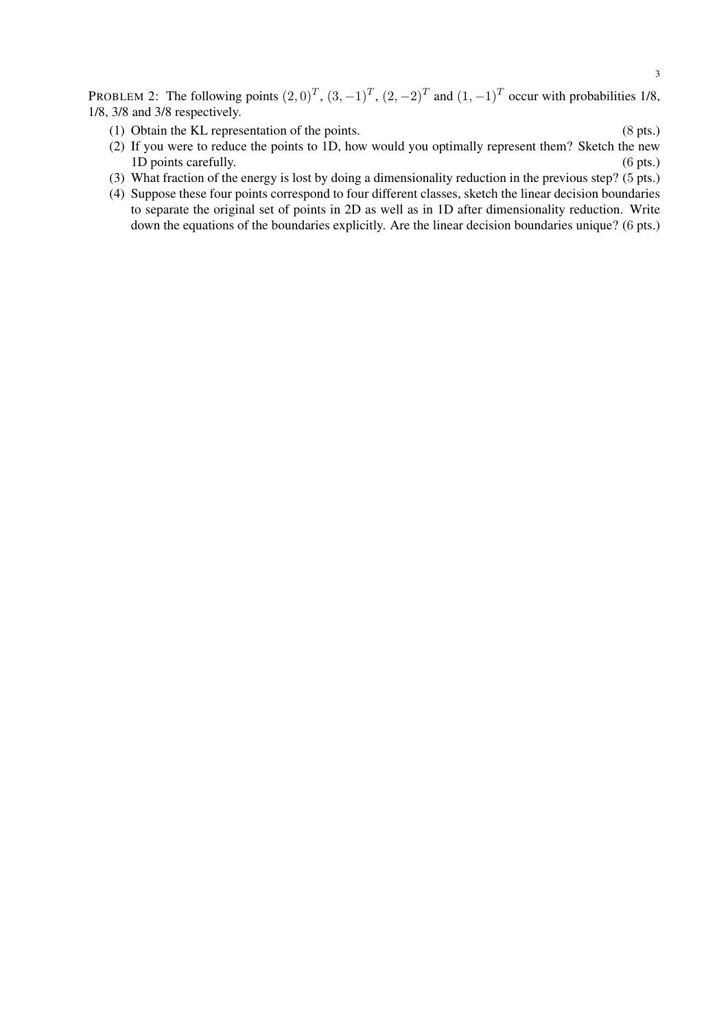PROBLEM 2: The following points $(2, 0)^T$, $(3, -1)^T$, $(2, -2)^T$ and $(1, -1)^T$ occur with probabilities 1/8, 1/8, 3/8 and 3/8 respectively.

(1) Obtain the KL representation of the points. (8 pts.)

(2) If you were to reduce the points to 1D, how would you optimally represent them? Sketch the new 1D points carefully. (6 pts.)

(3) What fraction of the energy is lost by doing a dimensionality reduction in the previous step? (5 pts.)

(4) Suppose these four points correspond to four different classes, sketch the linear decision boundaries to separate the original set of points in 2D as well as in 1D after dimensionality reduction. Write down the equations of the boundaries explicitly. Are the linear decision boundaries unique? (6 pts.)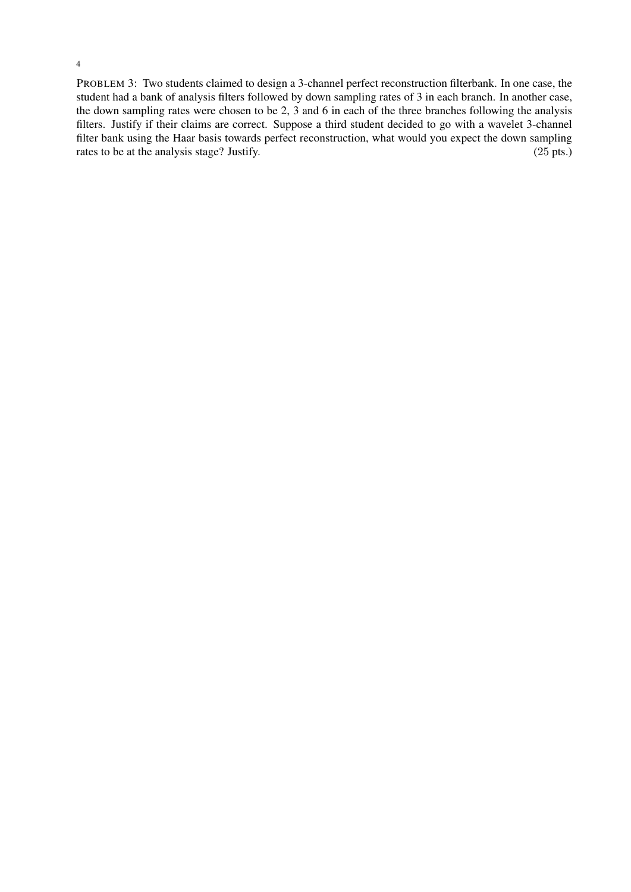PROBLEM 3: Two students claimed to design a 3-channel perfect reconstruction filterbank. In one case, the student had a bank of analysis filters followed by down sampling rates of 3 in each branch. In another case, the down sampling rates were chosen to be 2, 3 and 6 in each of the three branches following the analysis filters. Justify if their claims are correct. Suppose a third student decided to go with a wavelet 3-channel filter bank using the Haar basis towards perfect reconstruction, what would you expect the down sampling rates to be at the analysis stage? Justify. (25 pts.)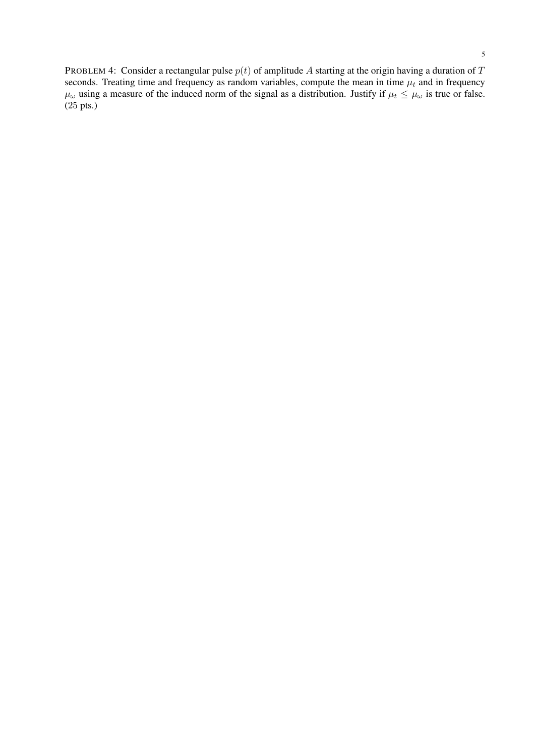PROBLEM 4: Consider a rectangular pulse $p(t)$ of amplitude $A$ starting at the origin having a duration of $T$ seconds. Treating time and frequency as random variables, compute the mean in time $\mu_t$ and in frequency $\mu_\omega$ using a measure of the induced norm of the signal as a distribution. Justify if $\mu_t \leq \mu_\omega$ is true or false. (25 pts.)